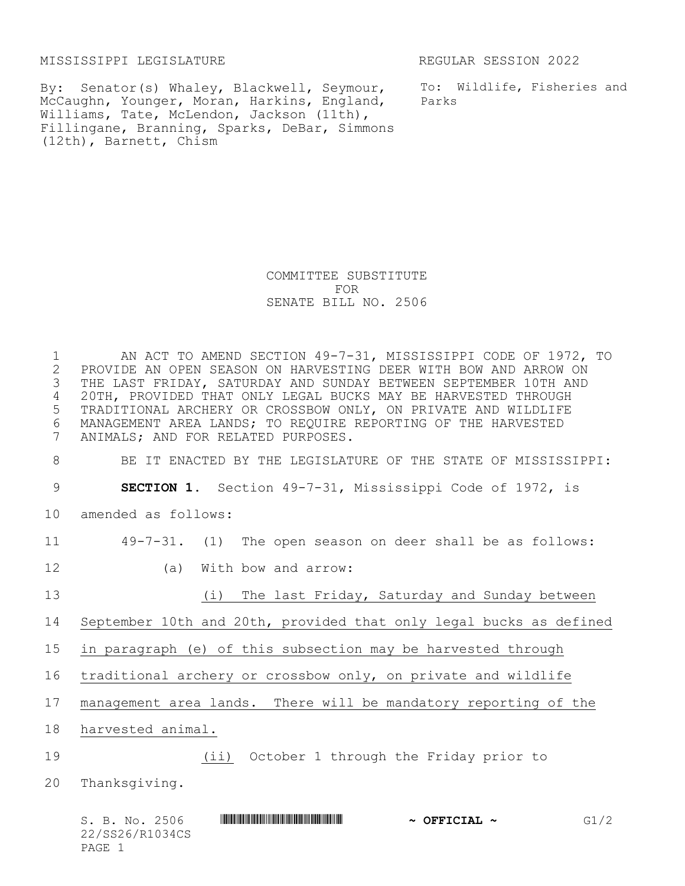MISSISSIPPI LEGISLATURE REGULAR SESSION 2022

By: Senator(s) Whaley, Blackwell, Seymour, McCaughn, Younger, Moran, Harkins, England, Williams, Tate, McLendon, Jackson (11th), Fillingane, Branning, Sparks, DeBar, Simmons (12th), Barnett, Chism

To: Wildlife, Fisheries and Parks

# COMMITTEE SUBSTITUTE FOR SENATE BILL NO. 2506

AN ACT TO AMEND SECTION 49-7-31, MISSISSIPPI CODE OF 1972, TO PROVIDE AN OPEN SEASON ON HARVESTING DEER WITH BOW AND ARROW ON THE LAST FRIDAY, SATURDAY AND SUNDAY BETWEEN SEPTEMBER 10TH AND 20TH, PROVIDED THAT ONLY LEGAL BUCKS MAY BE HARVESTED THROUGH TRADITIONAL ARCHERY OR CROSSBOW ONLY, ON PRIVATE AND WILDLIFE MANAGEMENT AREA LANDS; TO REQUIRE REPORTING OF THE HARVESTED ANIMALS; AND FOR RELATED PURPOSES.

BE IT ENACTED BY THE LEGISLATURE OF THE STATE OF MISSISSIPPI:

**SECTION 1.** Section 49-7-31, Mississippi Code of 1972, is amended as follows:

49-7-31. (1) The open season on deer shall be as follows:

(a) With bow and arrow:

(i) The last Friday, Saturday and Sunday between September 10th and 20th, provided that only legal bucks as defined in paragraph (e) of this subsection may be harvested through traditional archery or crossbow only, on private and wildlife management area lands. There will be mandatory reporting of the harvested animal.

(ii) October 1 through the Friday prior to Thanksgiving.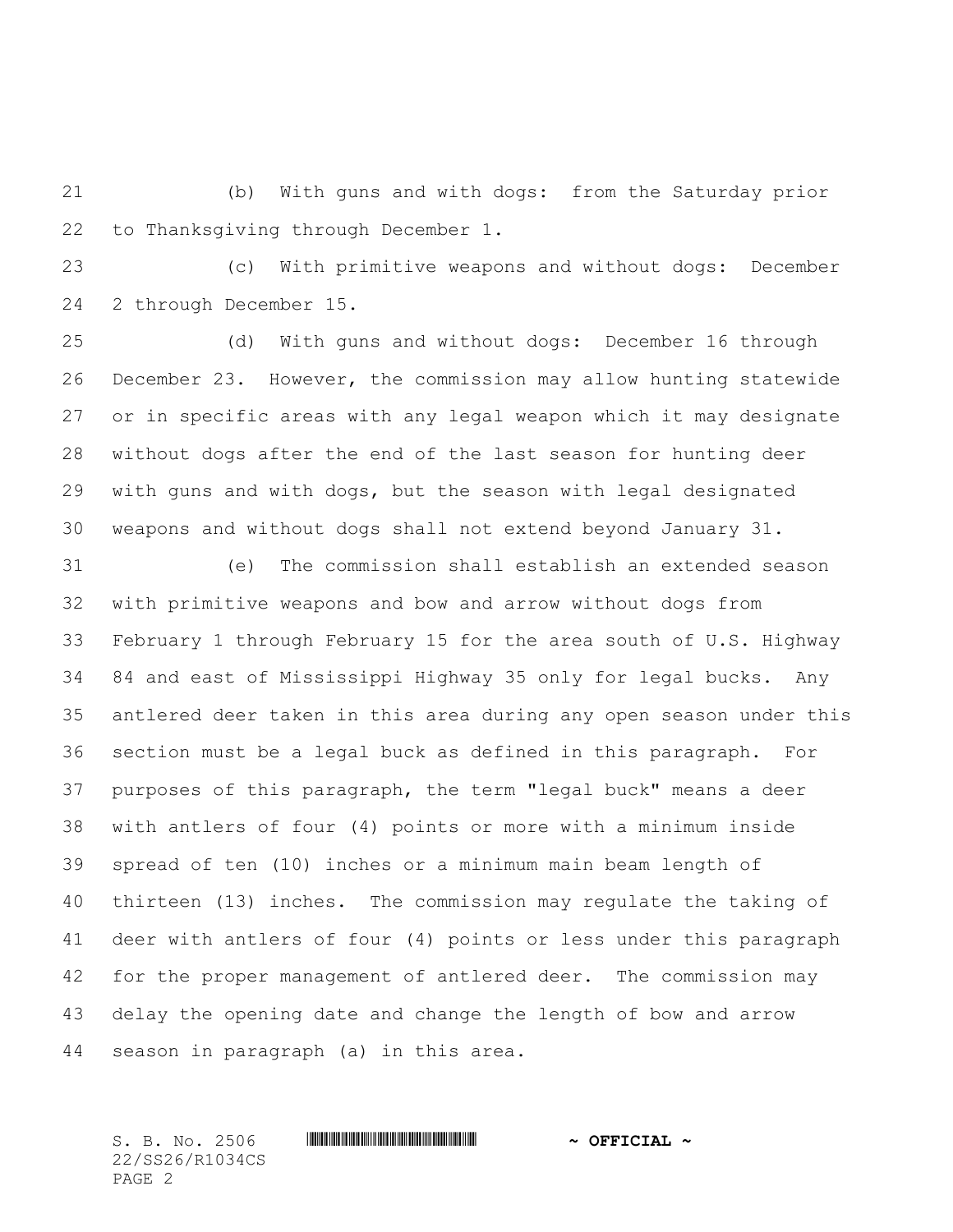(b) With guns and with dogs: from the Saturday prior to Thanksgiving through December 1.

(c) With primitive weapons and without dogs: December 2 through December 15.

(d) With guns and without dogs: December 16 through December 23. However, the commission may allow hunting statewide or in specific areas with any legal weapon which it may designate without dogs after the end of the last season for hunting deer with guns and with dogs, but the season with legal designated weapons and without dogs shall not extend beyond January 31.

(e) The commission shall establish an extended season with primitive weapons and bow and arrow without dogs from February 1 through February 15 for the area south of U.S. Highway 84 and east of Mississippi Highway 35 only for legal bucks. Any antlered deer taken in this area during any open season under this section must be a legal buck as defined in this paragraph. For purposes of this paragraph, the term "legal buck" means a deer with antlers of four (4) points or more with a minimum inside spread of ten (10) inches or a minimum main beam length of thirteen (13) inches. The commission may regulate the taking of deer with antlers of four (4) points or less under this paragraph for the proper management of antlered deer. The commission may delay the opening date and change the length of bow and arrow season in paragraph (a) in this area.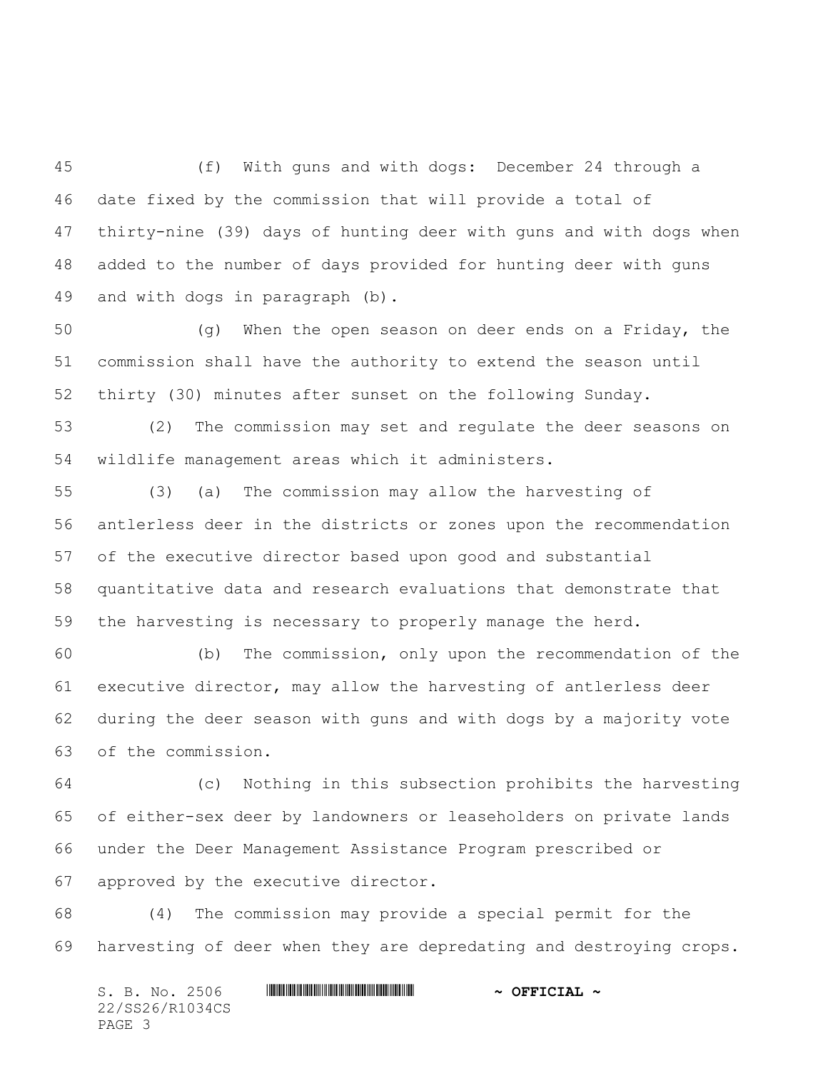(f) With guns and with dogs: December 24 through a date fixed by the commission that will provide a total of thirty-nine (39) days of hunting deer with guns and with dogs when added to the number of days provided for hunting deer with guns and with dogs in paragraph (b).

(g) When the open season on deer ends on a Friday, the commission shall have the authority to extend the season until thirty (30) minutes after sunset on the following Sunday.

(2) The commission may set and regulate the deer seasons on wildlife management areas which it administers.

(3) (a) The commission may allow the harvesting of antlerless deer in the districts or zones upon the recommendation of the executive director based upon good and substantial quantitative data and research evaluations that demonstrate that the harvesting is necessary to properly manage the herd.

(b) The commission, only upon the recommendation of the executive director, may allow the harvesting of antlerless deer during the deer season with guns and with dogs by a majority vote of the commission.

(c) Nothing in this subsection prohibits the harvesting of either-sex deer by landowners or leaseholders on private lands under the Deer Management Assistance Program prescribed or approved by the executive director.

(4) The commission may provide a special permit for the harvesting of deer when they are depredating and destroying crops.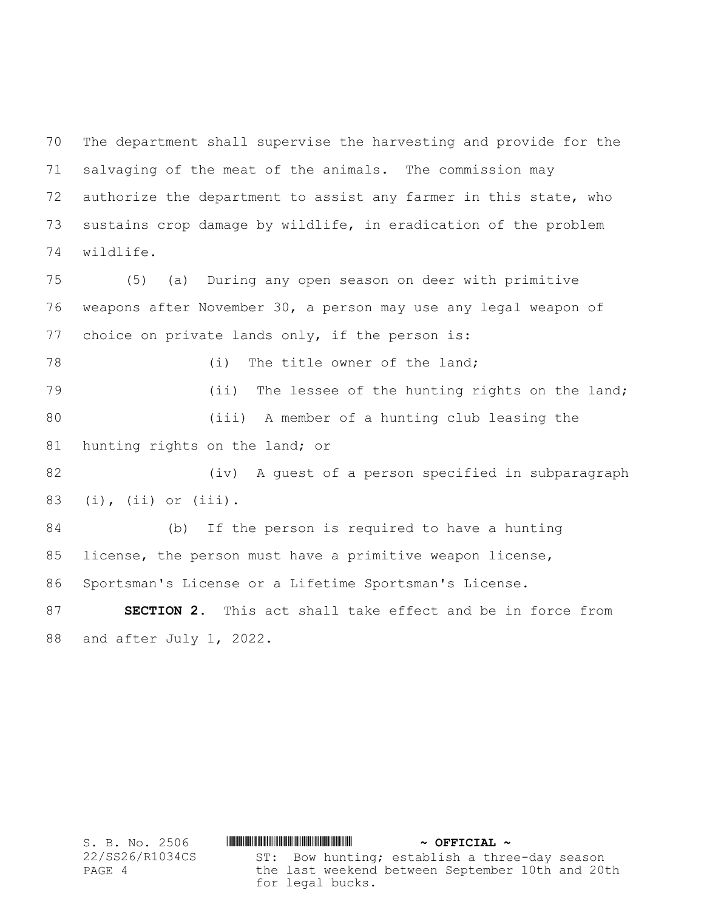The department shall supervise the harvesting and provide for the salvaging of the meat of the animals. The commission may authorize the department to assist any farmer in this state, who sustains crop damage by wildlife, in eradication of the problem wildlife.

(5) (a) During any open season on deer with primitive weapons after November 30, a person may use any legal weapon of choice on private lands only, if the person is:

(i) The title owner of the land;

(ii) The lessee of the hunting rights on the land;

(iii) A member of a hunting club leasing the hunting rights on the land; or

(iv) A guest of a person specified in subparagraph (i), (ii) or (iii).

(b) If the person is required to have a hunting license, the person must have a primitive weapon license, Sportsman's License or a Lifetime Sportsman's License.

**SECTION 2.** This act shall take effect and be in force from and after July 1, 2022.